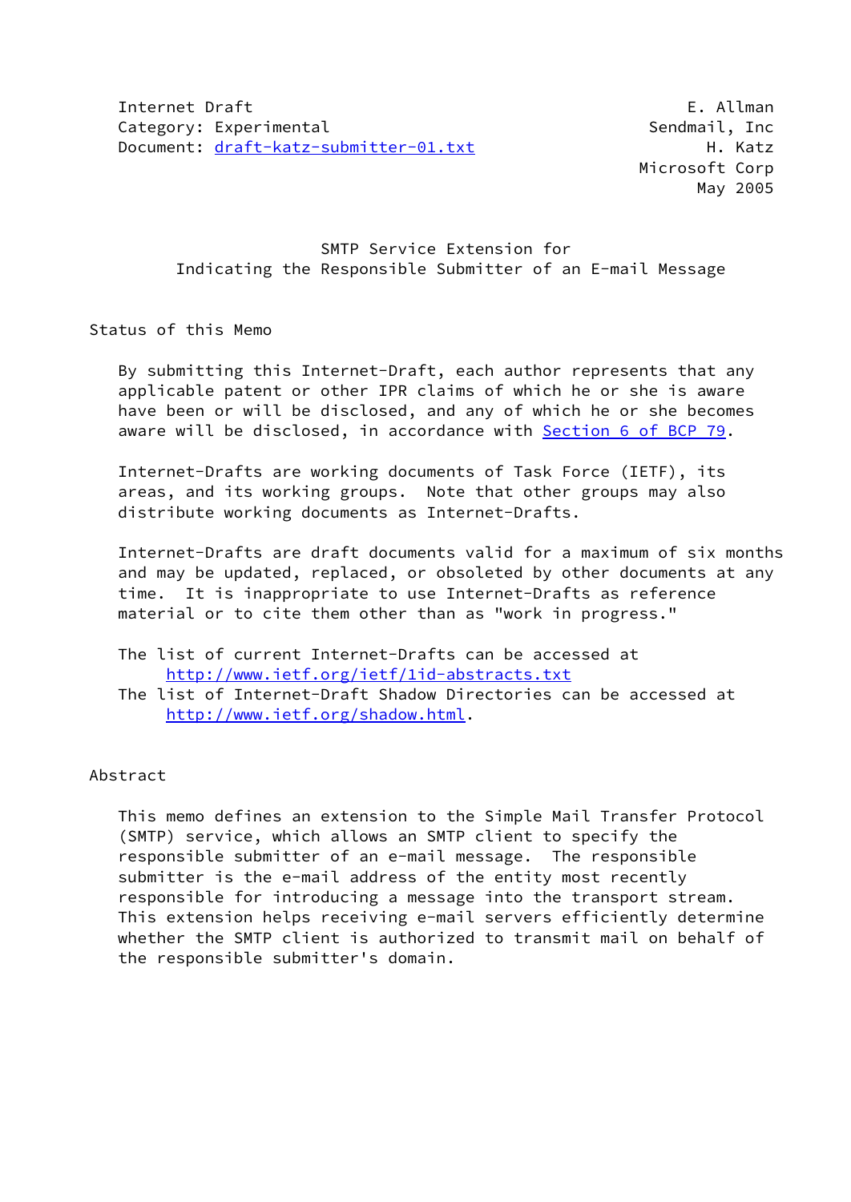Internet Draft E. Allman
Category: Experimental Sendmail, Inc
Document: draft-katz-submitter-01.txt H. Katz
Microsoft Corp
May 2005

# SMTP Service Extension for Indicating the Responsible Submitter of an E-mail Message

## Status of this Memo

By submitting this Internet-Draft, each author represents that any applicable patent or other IPR claims of which he or she is aware have been or will be disclosed, and any of which he or she becomes aware will be disclosed, in accordance with Section 6 of BCP 79.

Internet-Drafts are working documents of Task Force (IETF), its areas, and its working groups. Note that other groups may also distribute working documents as Internet-Drafts.

Internet-Drafts are draft documents valid for a maximum of six months and may be updated, replaced, or obsoleted by other documents at any time. It is inappropriate to use Internet-Drafts as reference material or to cite them other than as "work in progress."

The list of current Internet-Drafts can be accessed at
http://www.ietf.org/ietf/1id-abstracts.txt
The list of Internet-Draft Shadow Directories can be accessed at
http://www.ietf.org/shadow.html.

## Abstract

This memo defines an extension to the Simple Mail Transfer Protocol (SMTP) service, which allows an SMTP client to specify the responsible submitter of an e-mail message. The responsible submitter is the e-mail address of the entity most recently responsible for introducing a message into the transport stream. This extension helps receiving e-mail servers efficiently determine whether the SMTP client is authorized to transmit mail on behalf of the responsible submitter's domain.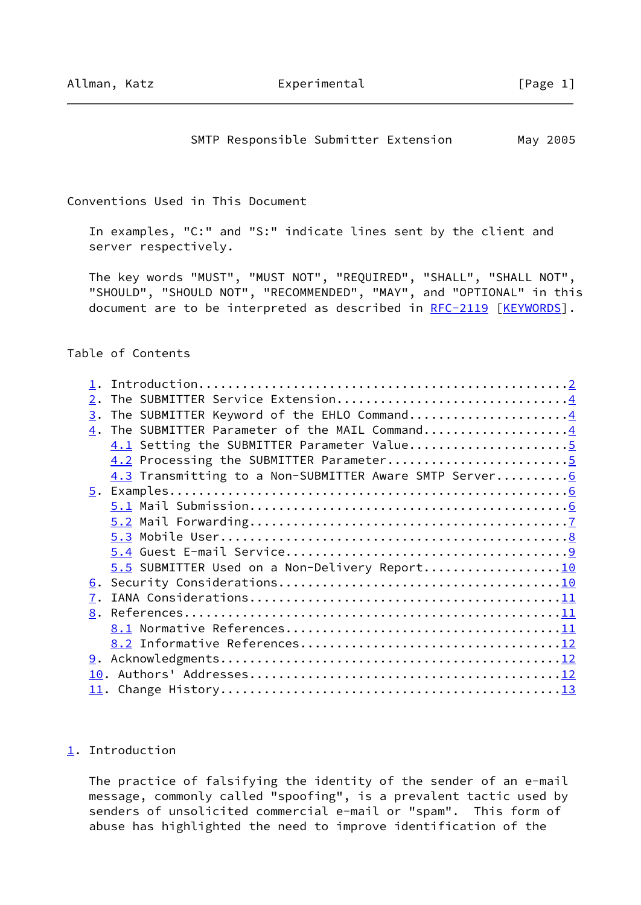## Conventions Used in This Document

In examples, "C:" and "S:" indicate lines sent by the client and server respectively.

The key words "MUST", "MUST NOT", "REQUIRED", "SHALL", "SHALL NOT", "SHOULD", "SHOULD NOT", "RECOMMENDED", "MAY", and "OPTIONAL" in this document are to be interpreted as described in RFC-2119 [KEYWORDS].

## Table of Contents

1. Introduction....................................................2
2. The SUBMITTER Service Extension.................................4
3. The SUBMITTER Keyword of the EHLO Command......................4
4. The SUBMITTER Parameter of the MAIL Command....................4
   - 4.1 Setting the SUBMITTER Parameter Value......................5
   - 4.2 Processing the SUBMITTER Parameter.........................5
   - 4.3 Transmitting to a Non-SUBMITTER Aware SMTP Server..........6
5. Examples........................................................6
   - 5.1 Mail Submission............................................6
   - 5.2 Mail Forwarding............................................7
   - 5.3 Mobile User................................................8
   - 5.4 Guest E-mail Service.......................................9
   - 5.5 SUBMITTER Used on a Non-Delivery Report...................10
6. Security Considerations........................................10
7. IANA Considerations............................................11
8. References.....................................................11
   - 8.1 Normative References......................................11
   - 8.2 Informative References....................................12
9. Acknowledgments................................................12
10. Authors' Addresses............................................12
11. Change History................................................13

## 1. Introduction

The practice of falsifying the identity of the sender of an e-mail message, commonly called "spoofing", is a prevalent tactic used by senders of unsolicited commercial e-mail or "spam". This form of abuse has highlighted the need to improve identification of the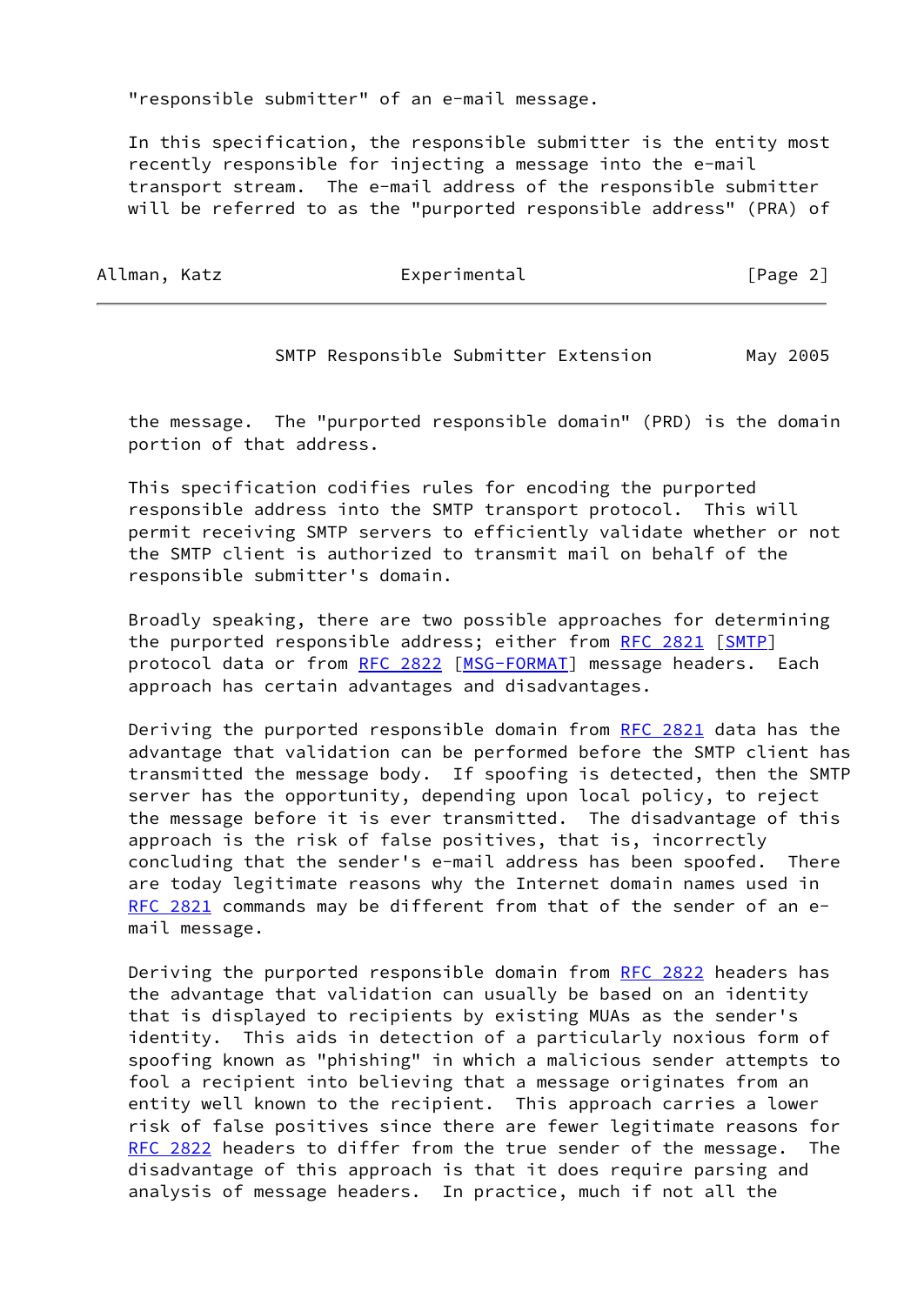"responsible submitter" of an e-mail message.

In this specification, the responsible submitter is the entity most recently responsible for injecting a message into the e-mail transport stream. The e-mail address of the responsible submitter will be referred to as the "purported responsible address" (PRA) of the message. The "purported responsible domain" (PRD) is the domain portion of that address.

This specification codifies rules for encoding the purported responsible address into the SMTP transport protocol. This will permit receiving SMTP servers to efficiently validate whether or not the SMTP client is authorized to transmit mail on behalf of the responsible submitter's domain.

Broadly speaking, there are two possible approaches for determining the purported responsible address; either from RFC 2821 [SMTP] protocol data or from RFC 2822 [MSG-FORMAT] message headers. Each approach has certain advantages and disadvantages.

Deriving the purported responsible domain from RFC 2821 data has the advantage that validation can be performed before the SMTP client has transmitted the message body. If spoofing is detected, then the SMTP server has the opportunity, depending upon local policy, to reject the message before it is ever transmitted. The disadvantage of this approach is the risk of false positives, that is, incorrectly concluding that the sender's e-mail address has been spoofed. There are today legitimate reasons why the Internet domain names used in RFC 2821 commands may be different from that of the sender of an e-mail message.

Deriving the purported responsible domain from RFC 2822 headers has the advantage that validation can usually be based on an identity that is displayed to recipients by existing MUAs as the sender's identity. This aids in detection of a particularly noxious form of spoofing known as "phishing" in which a malicious sender attempts to fool a recipient into believing that a message originates from an entity well known to the recipient. This approach carries a lower risk of false positives since there are fewer legitimate reasons for RFC 2822 headers to differ from the true sender of the message. The disadvantage of this approach is that it does require parsing and analysis of message headers. In practice, much if not all the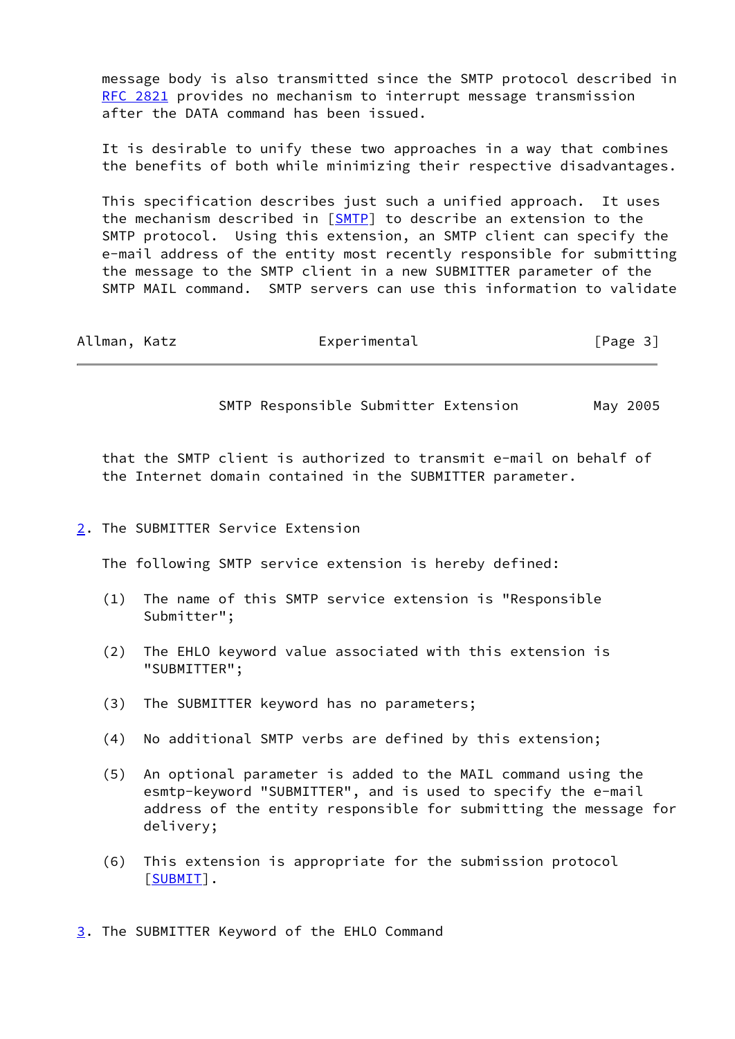message body is also transmitted since the SMTP protocol described in RFC 2821 provides no mechanism to interrupt message transmission after the DATA command has been issued.

It is desirable to unify these two approaches in a way that combines the benefits of both while minimizing their respective disadvantages.

This specification describes just such a unified approach. It uses the mechanism described in [SMTP] to describe an extension to the SMTP protocol. Using this extension, an SMTP client can specify the e-mail address of the entity most recently responsible for submitting the message to the SMTP client in a new SUBMITTER parameter of the SMTP MAIL command. SMTP servers can use this information to validate that the SMTP client is authorized to transmit e-mail on behalf of the Internet domain contained in the SUBMITTER parameter.

## 2. The SUBMITTER Service Extension

The following SMTP service extension is hereby defined:

(1) The name of this SMTP service extension is "Responsible Submitter";

(2) The EHLO keyword value associated with this extension is "SUBMITTER";

(3) The SUBMITTER keyword has no parameters;

(4) No additional SMTP verbs are defined by this extension;

(5) An optional parameter is added to the MAIL command using the esmtp-keyword "SUBMITTER", and is used to specify the e-mail address of the entity responsible for submitting the message for delivery;

(6) This extension is appropriate for the submission protocol [SUBMIT].

## 3. The SUBMITTER Keyword of the EHLO Command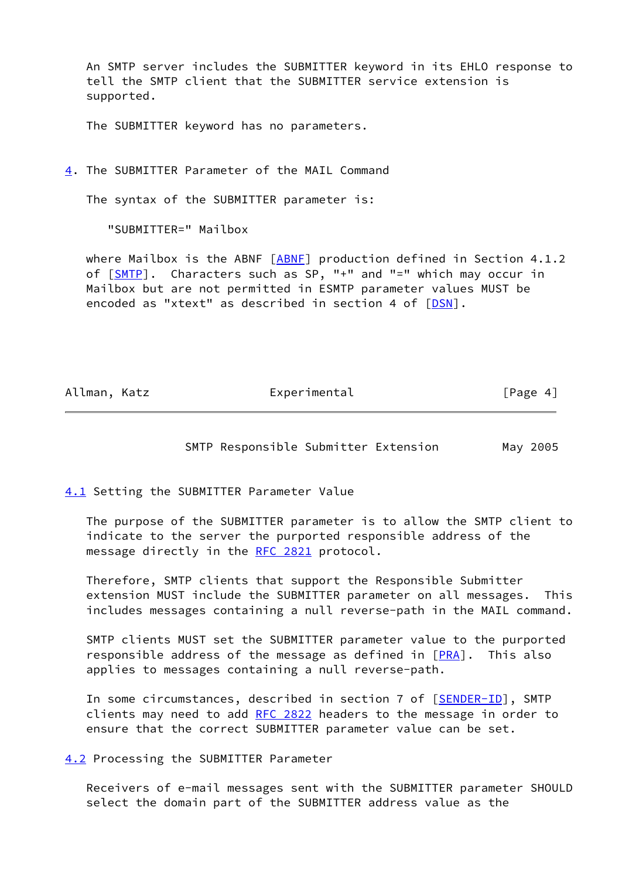An SMTP server includes the SUBMITTER keyword in its EHLO response to tell the SMTP client that the SUBMITTER service extension is supported.

The SUBMITTER keyword has no parameters.

## 4. The SUBMITTER Parameter of the MAIL Command

The syntax of the SUBMITTER parameter is:

```
"SUBMITTER=" Mailbox
```

where Mailbox is the ABNF [ABNF] production defined in Section 4.1.2 of [SMTP]. Characters such as SP, "+" and "=" which may occur in Mailbox but are not permitted in ESMTP parameter values MUST be encoded as "xtext" as described in section 4 of [DSN].

### 4.1 Setting the SUBMITTER Parameter Value

The purpose of the SUBMITTER parameter is to allow the SMTP client to indicate to the server the purported responsible address of the message directly in the RFC 2821 protocol.

Therefore, SMTP clients that support the Responsible Submitter extension MUST include the SUBMITTER parameter on all messages. This includes messages containing a null reverse-path in the MAIL command.

SMTP clients MUST set the SUBMITTER parameter value to the purported responsible address of the message as defined in [PRA]. This also applies to messages containing a null reverse-path.

In some circumstances, described in section 7 of [SENDER-ID], SMTP clients may need to add RFC 2822 headers to the message in order to ensure that the correct SUBMITTER parameter value can be set.

### 4.2 Processing the SUBMITTER Parameter

Receivers of e-mail messages sent with the SUBMITTER parameter SHOULD select the domain part of the SUBMITTER address value as the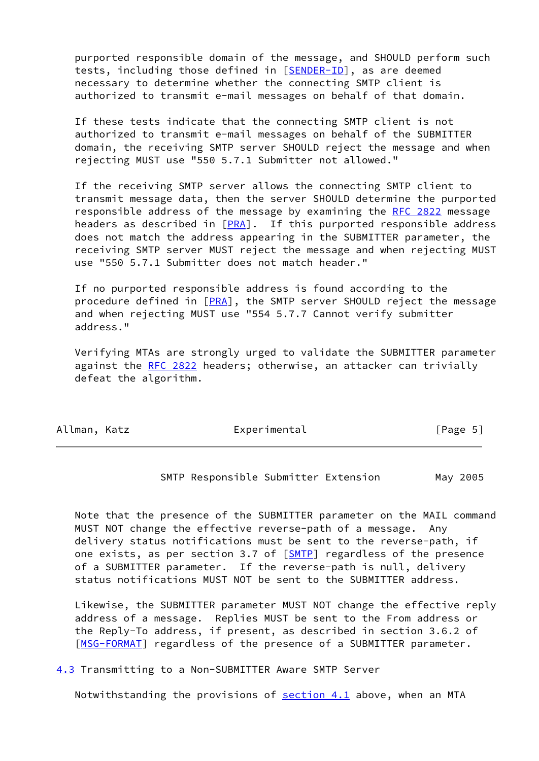purported responsible domain of the message, and SHOULD perform such tests, including those defined in [SENDER-ID], as are deemed necessary to determine whether the connecting SMTP client is authorized to transmit e-mail messages on behalf of that domain.

If these tests indicate that the connecting SMTP client is not authorized to transmit e-mail messages on behalf of the SUBMITTER domain, the receiving SMTP server SHOULD reject the message and when rejecting MUST use "550 5.7.1 Submitter not allowed."

If the receiving SMTP server allows the connecting SMTP client to transmit message data, then the server SHOULD determine the purported responsible address of the message by examining the RFC 2822 message headers as described in [PRA]. If this purported responsible address does not match the address appearing in the SUBMITTER parameter, the receiving SMTP server MUST reject the message and when rejecting MUST use "550 5.7.1 Submitter does not match header."

If no purported responsible address is found according to the procedure defined in [PRA], the SMTP server SHOULD reject the message and when rejecting MUST use "554 5.7.7 Cannot verify submitter address."

Verifying MTAs are strongly urged to validate the SUBMITTER parameter against the RFC 2822 headers; otherwise, an attacker can trivially defeat the algorithm.

Note that the presence of the SUBMITTER parameter on the MAIL command MUST NOT change the effective reverse-path of a message. Any delivery status notifications must be sent to the reverse-path, if one exists, as per section 3.7 of [SMTP] regardless of the presence of a SUBMITTER parameter. If the reverse-path is null, delivery status notifications MUST NOT be sent to the SUBMITTER address.

Likewise, the SUBMITTER parameter MUST NOT change the effective reply address of a message. Replies MUST be sent to the From address or the Reply-To address, if present, as described in section 3.6.2 of [MSG-FORMAT] regardless of the presence of a SUBMITTER parameter.

### 4.3 Transmitting to a Non-SUBMITTER Aware SMTP Server

Notwithstanding the provisions of section 4.1 above, when an MTA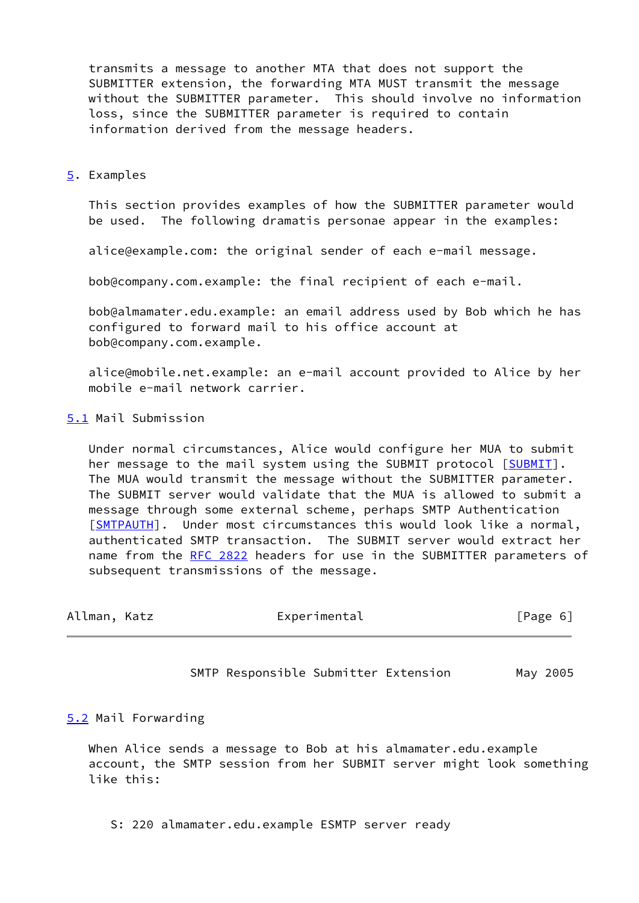transmits a message to another MTA that does not support the SUBMITTER extension, the forwarding MTA MUST transmit the message without the SUBMITTER parameter. This should involve no information loss, since the SUBMITTER parameter is required to contain information derived from the message headers.

## 5. Examples

This section provides examples of how the SUBMITTER parameter would be used. The following dramatis personae appear in the examples:

alice@example.com: the original sender of each e-mail message.

bob@company.com.example: the final recipient of each e-mail.

bob@almamater.edu.example: an email address used by Bob which he has configured to forward mail to his office account at bob@company.com.example.

alice@mobile.net.example: an e-mail account provided to Alice by her mobile e-mail network carrier.

### 5.1 Mail Submission

Under normal circumstances, Alice would configure her MUA to submit her message to the mail system using the SUBMIT protocol [SUBMIT]. The MUA would transmit the message without the SUBMITTER parameter. The SUBMIT server would validate that the MUA is allowed to submit a message through some external scheme, perhaps SMTP Authentication [SMTPAUTH]. Under most circumstances this would look like a normal, authenticated SMTP transaction. The SUBMIT server would extract her name from the RFC 2822 headers for use in the SUBMITTER parameters of subsequent transmissions of the message.

### 5.2 Mail Forwarding

When Alice sends a message to Bob at his almamater.edu.example account, the SMTP session from her SUBMIT server might look something like this:

```
S: 220 almamater.edu.example ESMTP server ready
```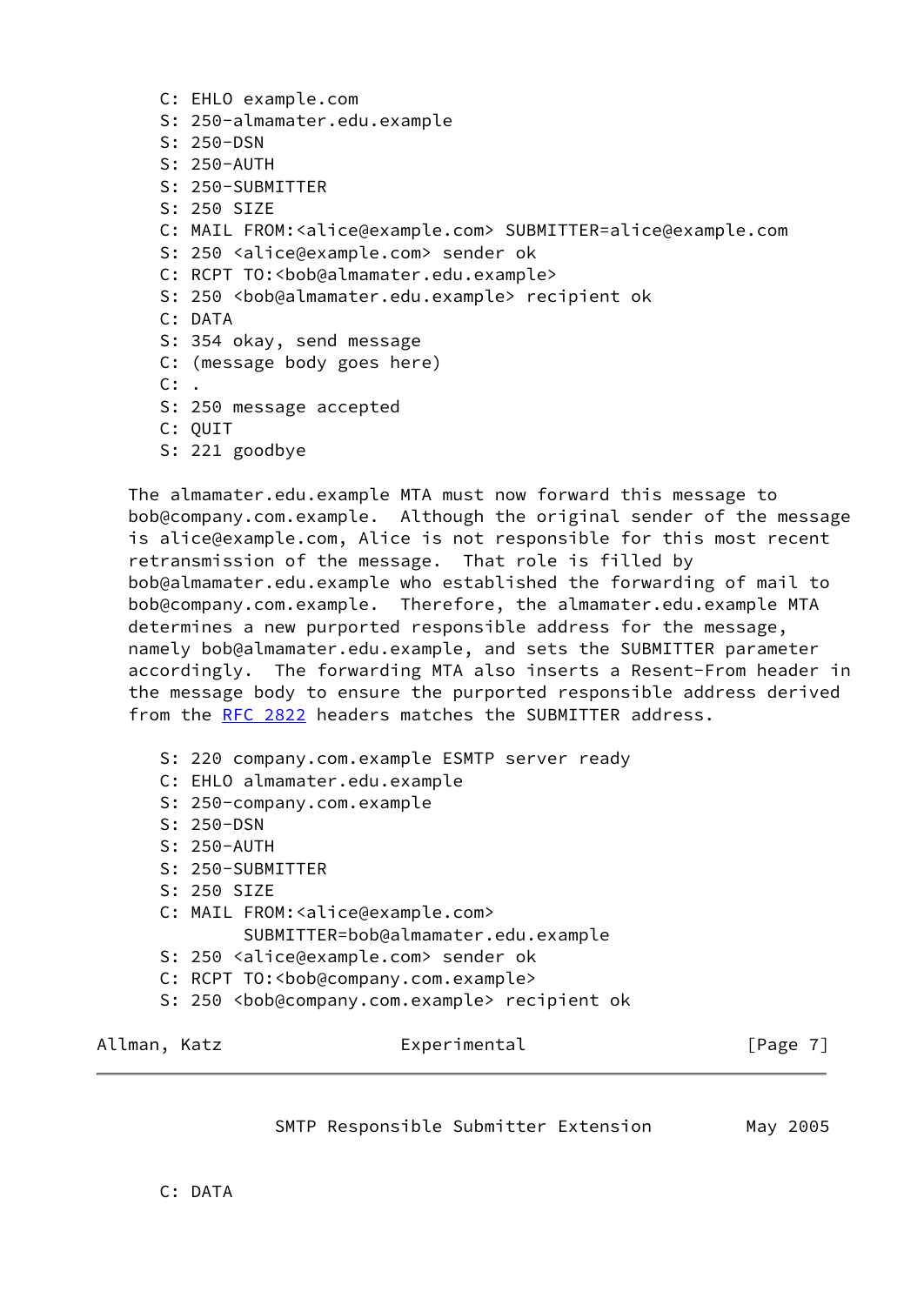```
C: EHLO example.com
S: 250-almamater.edu.example
S: 250-DSN
S: 250-AUTH
S: 250-SUBMITTER
S: 250 SIZE
C: MAIL FROM:<alice@example.com> SUBMITTER=alice@example.com
S: 250 <alice@example.com> sender ok
C: RCPT TO:<bob@almamater.edu.example>
S: 250 <bob@almamater.edu.example> recipient ok
C: DATA
S: 354 okay, send message
C: (message body goes here)
C: .
S: 250 message accepted
C: QUIT
S: 221 goodbye
```

The almamater.edu.example MTA must now forward this message to bob@company.com.example. Although the original sender of the message is alice@example.com, Alice is not responsible for this most recent retransmission of the message. That role is filled by bob@almamater.edu.example who established the forwarding of mail to bob@company.com.example. Therefore, the almamater.edu.example MTA determines a new purported responsible address for the message, namely bob@almamater.edu.example, and sets the SUBMITTER parameter accordingly. The forwarding MTA also inserts a Resent-From header in the message body to ensure the purported responsible address derived from the RFC 2822 headers matches the SUBMITTER address.

```
S: 220 company.com.example ESMTP server ready
C: EHLO almamater.edu.example
S: 250-company.com.example
S: 250-DSN
S: 250-AUTH
S: 250-SUBMITTER
S: 250 SIZE
C: MAIL FROM:<alice@example.com>
        SUBMITTER=bob@almamater.edu.example
S: 250 <alice@example.com> sender ok
C: RCPT TO:<bob@company.com.example>
S: 250 <bob@company.com.example> recipient ok
```

```
C: DATA
```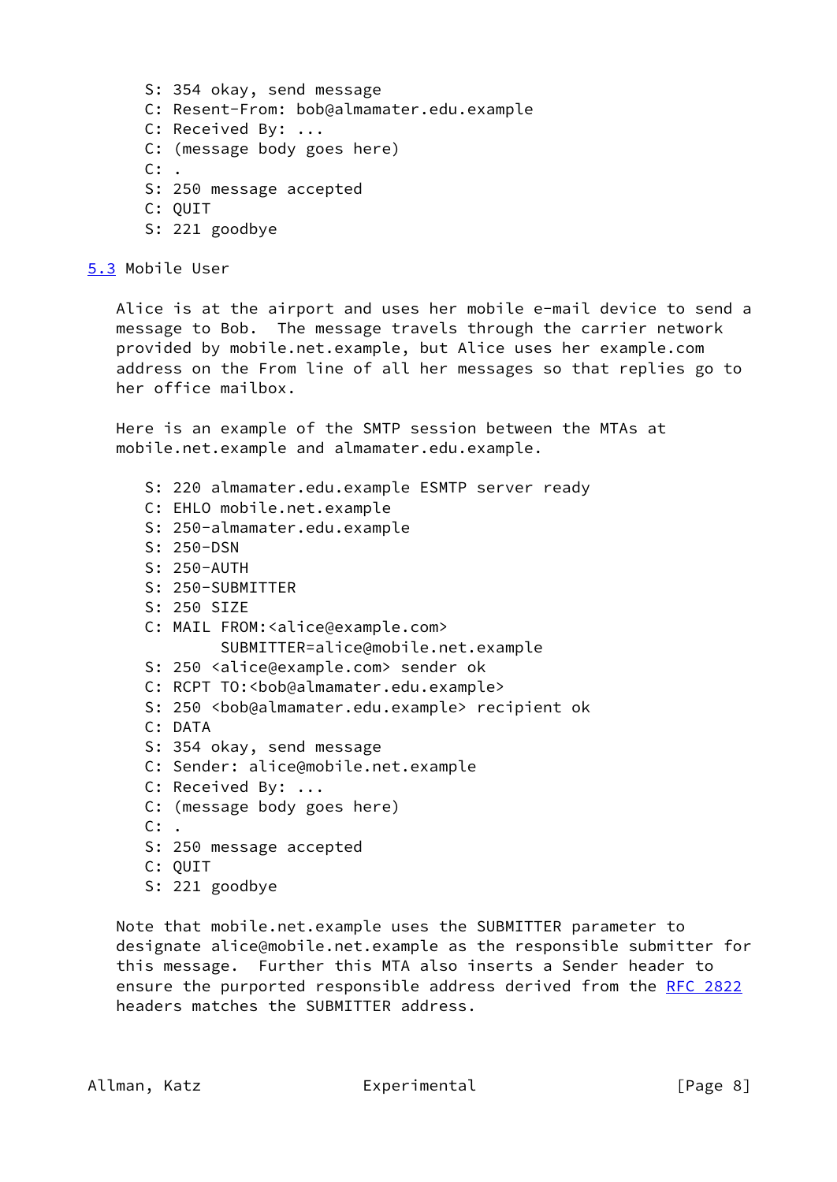```
   S: 354 okay, send message
   C: Resent-From: bob@almamater.edu.example
   C: Received By: ...
   C: (message body goes here)
   C: .
   S: 250 message accepted
   C: QUIT
   S: 221 goodbye
```

### 5.3 Mobile User

Alice is at the airport and uses her mobile e-mail device to send a message to Bob. The message travels through the carrier network provided by mobile.net.example, but Alice uses her example.com address on the From line of all her messages so that replies go to her office mailbox.

Here is an example of the SMTP session between the MTAs at mobile.net.example and almamater.edu.example.

```
   S: 220 almamater.edu.example ESMTP server ready
   C: EHLO mobile.net.example
   S: 250-almamater.edu.example
   S: 250-DSN
   S: 250-AUTH
   S: 250-SUBMITTER
   S: 250 SIZE
   C: MAIL FROM:<alice@example.com>
           SUBMITTER=alice@mobile.net.example
   S: 250 <alice@example.com> sender ok
   C: RCPT TO:<bob@almamater.edu.example>
   S: 250 <bob@almamater.edu.example> recipient ok
   C: DATA
   S: 354 okay, send message
   C: Sender: alice@mobile.net.example
   C: Received By: ...
   C: (message body goes here)
   C: .
   S: 250 message accepted
   C: QUIT
   S: 221 goodbye
```

Note that mobile.net.example uses the SUBMITTER parameter to designate alice@mobile.net.example as the responsible submitter for this message. Further this MTA also inserts a Sender header to ensure the purported responsible address derived from the RFC 2822 headers matches the SUBMITTER address.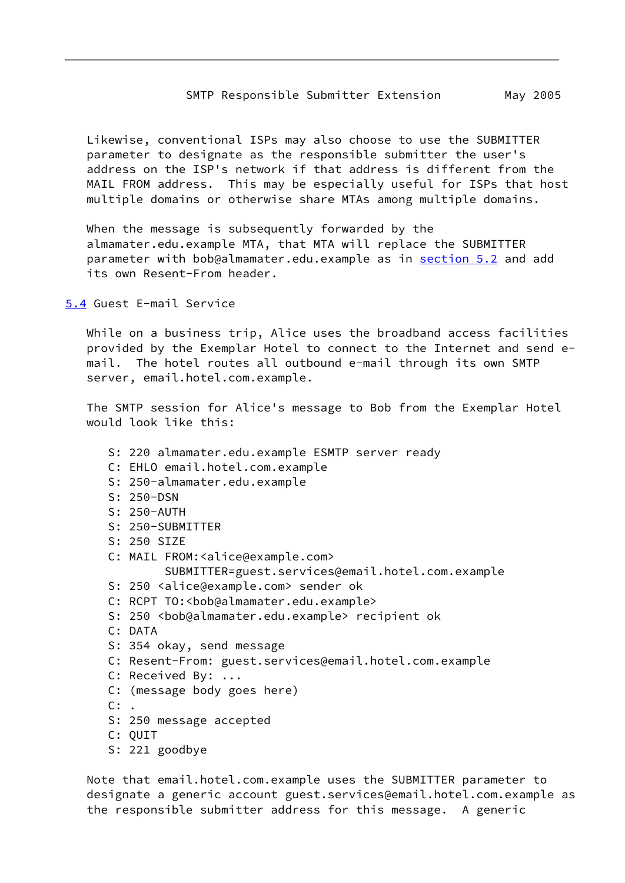Likewise, conventional ISPs may also choose to use the SUBMITTER parameter to designate as the responsible submitter the user's address on the ISP's network if that address is different from the MAIL FROM address. This may be especially useful for ISPs that host multiple domains or otherwise share MTAs among multiple domains.

When the message is subsequently forwarded by the almamater.edu.example MTA, that MTA will replace the SUBMITTER parameter with bob@almamater.edu.example as in section 5.2 and add its own Resent-From header.

### 5.4 Guest E-mail Service

While on a business trip, Alice uses the broadband access facilities provided by the Exemplar Hotel to connect to the Internet and send e-mail. The hotel routes all outbound e-mail through its own SMTP server, email.hotel.com.example.

The SMTP session for Alice's message to Bob from the Exemplar Hotel would look like this:

```
S: 220 almamater.edu.example ESMTP server ready
C: EHLO email.hotel.com.example
S: 250-almamater.edu.example
S: 250-DSN
S: 250-AUTH
S: 250-SUBMITTER
S: 250 SIZE
C: MAIL FROM:<alice@example.com>
        SUBMITTER=guest.services@email.hotel.com.example
S: 250 <alice@example.com> sender ok
C: RCPT TO:<bob@almamater.edu.example>
S: 250 <bob@almamater.edu.example> recipient ok
C: DATA
S: 354 okay, send message
C: Resent-From: guest.services@email.hotel.com.example
C: Received By: ...
C: (message body goes here)
C: .
S: 250 message accepted
C: QUIT
S: 221 goodbye
```

Note that email.hotel.com.example uses the SUBMITTER parameter to designate a generic account guest.services@email.hotel.com.example as the responsible submitter address for this message. A generic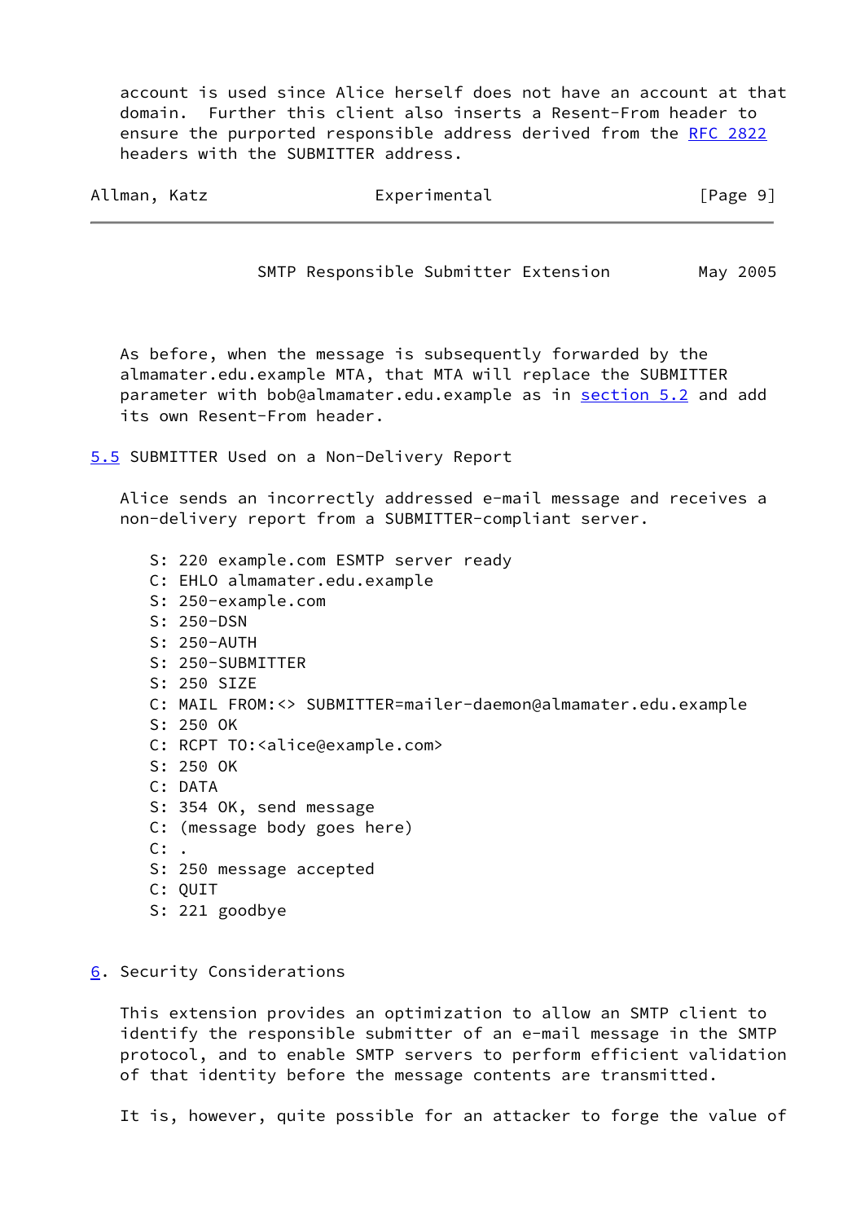account is used since Alice herself does not have an account at that domain. Further this client also inserts a Resent-From header to ensure the purported responsible address derived from the RFC 2822 headers with the SUBMITTER address.

As before, when the message is subsequently forwarded by the almamater.edu.example MTA, that MTA will replace the SUBMITTER parameter with bob@almamater.edu.example as in section 5.2 and add its own Resent-From header.

### 5.5 SUBMITTER Used on a Non-Delivery Report

Alice sends an incorrectly addressed e-mail message and receives a non-delivery report from a SUBMITTER-compliant server.

```
S: 220 example.com ESMTP server ready
C: EHLO almamater.edu.example
S: 250-example.com
S: 250-DSN
S: 250-AUTH
S: 250-SUBMITTER
S: 250 SIZE
C: MAIL FROM:<> SUBMITTER=mailer-daemon@almamater.edu.example
S: 250 OK
C: RCPT TO:<alice@example.com>
S: 250 OK
C: DATA
S: 354 OK, send message
C: (message body goes here)
C: .
S: 250 message accepted
C: QUIT
S: 221 goodbye
```

## 6. Security Considerations

This extension provides an optimization to allow an SMTP client to identify the responsible submitter of an e-mail message in the SMTP protocol, and to enable SMTP servers to perform efficient validation of that identity before the message contents are transmitted.

It is, however, quite possible for an attacker to forge the value of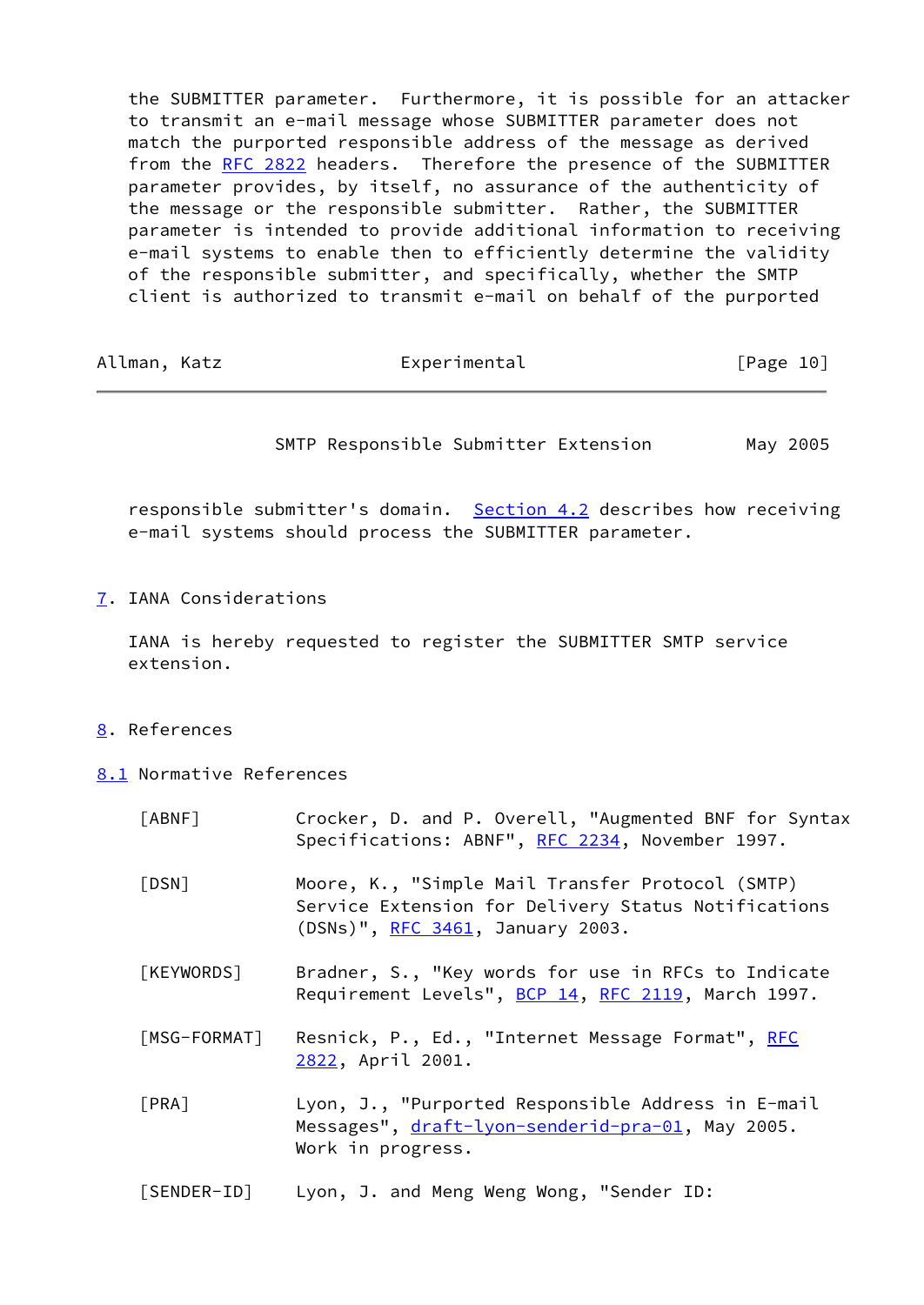the SUBMITTER parameter. Furthermore, it is possible for an attacker to transmit an e-mail message whose SUBMITTER parameter does not match the purported responsible address of the message as derived from the RFC 2822 headers. Therefore the presence of the SUBMITTER parameter provides, by itself, no assurance of the authenticity of the message or the responsible submitter. Rather, the SUBMITTER parameter is intended to provide additional information to receiving e-mail systems to enable then to efficiently determine the validity of the responsible submitter, and specifically, whether the SMTP client is authorized to transmit e-mail on behalf of the purported responsible submitter's domain. Section 4.2 describes how receiving e-mail systems should process the SUBMITTER parameter.

## 7. IANA Considerations

IANA is hereby requested to register the SUBMITTER SMTP service extension.

## 8. References

### 8.1 Normative References

[ABNF] Crocker, D. and P. Overell, "Augmented BNF for Syntax Specifications: ABNF", RFC 2234, November 1997.

[DSN] Moore, K., "Simple Mail Transfer Protocol (SMTP) Service Extension for Delivery Status Notifications (DSNs)", RFC 3461, January 2003.

[KEYWORDS] Bradner, S., "Key words for use in RFCs to Indicate Requirement Levels", BCP 14, RFC 2119, March 1997.

[MSG-FORMAT] Resnick, P., Ed., "Internet Message Format", RFC 2822, April 2001.

[PRA] Lyon, J., "Purported Responsible Address in E-mail Messages", draft-lyon-senderid-pra-01, May 2005. Work in progress.

[SENDER-ID] Lyon, J. and Meng Weng Wong, "Sender ID: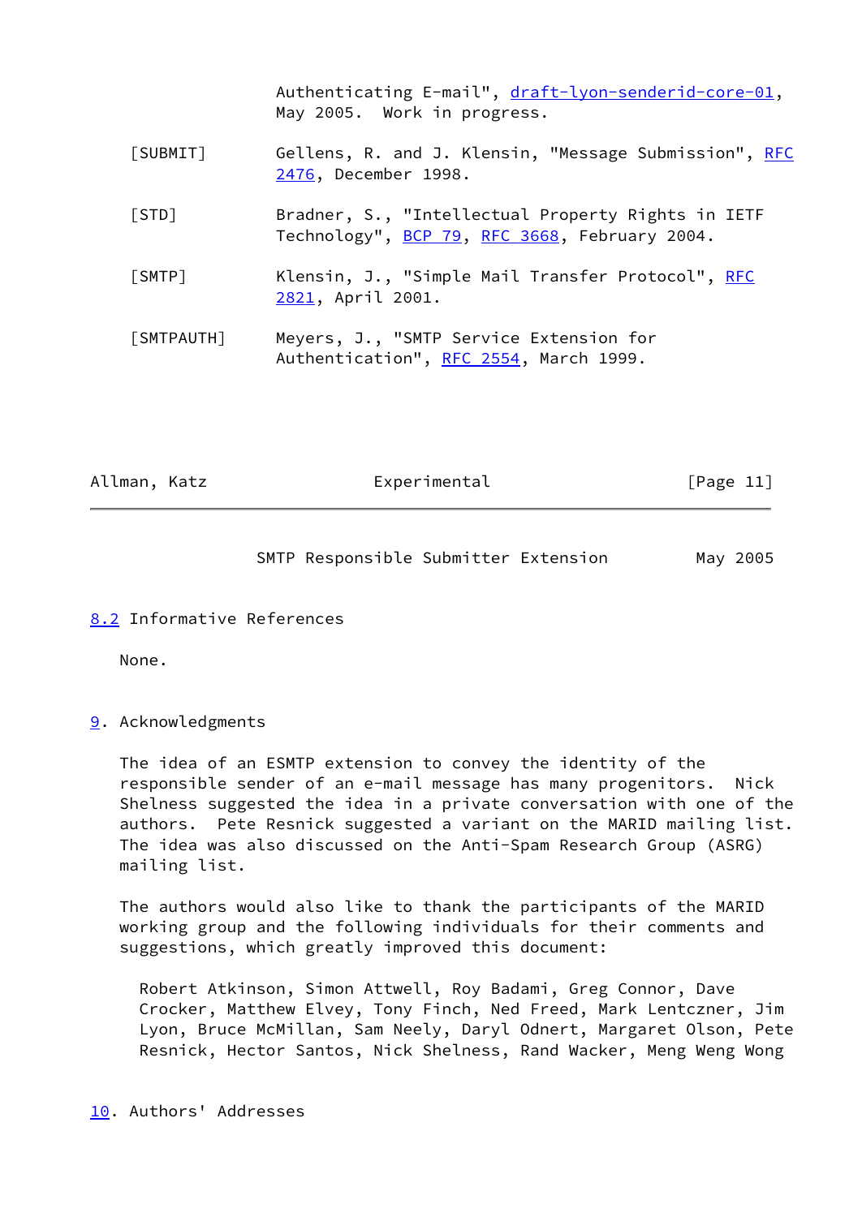Authenticating E-mail", draft-lyon-senderid-core-01, May 2005. Work in progress.

[SUBMIT] Gellens, R. and J. Klensin, "Message Submission", RFC 2476, December 1998.

[STD] Bradner, S., "Intellectual Property Rights in IETF Technology", BCP 79, RFC 3668, February 2004.

[SMTP] Klensin, J., "Simple Mail Transfer Protocol", RFC 2821, April 2001.

[SMTPAUTH] Meyers, J., "SMTP Service Extension for Authentication", RFC 2554, March 1999.

## 8.2 Informative References

None.

# 9. Acknowledgments

The idea of an ESMTP extension to convey the identity of the responsible sender of an e-mail message has many progenitors. Nick Shelness suggested the idea in a private conversation with one of the authors. Pete Resnick suggested a variant on the MARID mailing list. The idea was also discussed on the Anti-Spam Research Group (ASRG) mailing list.

The authors would also like to thank the participants of the MARID working group and the following individuals for their comments and suggestions, which greatly improved this document:

Robert Atkinson, Simon Attwell, Roy Badami, Greg Connor, Dave Crocker, Matthew Elvey, Tony Finch, Ned Freed, Mark Lentczner, Jim Lyon, Bruce McMillan, Sam Neely, Daryl Odnert, Margaret Olson, Pete Resnick, Hector Santos, Nick Shelness, Rand Wacker, Meng Weng Wong

# 10. Authors' Addresses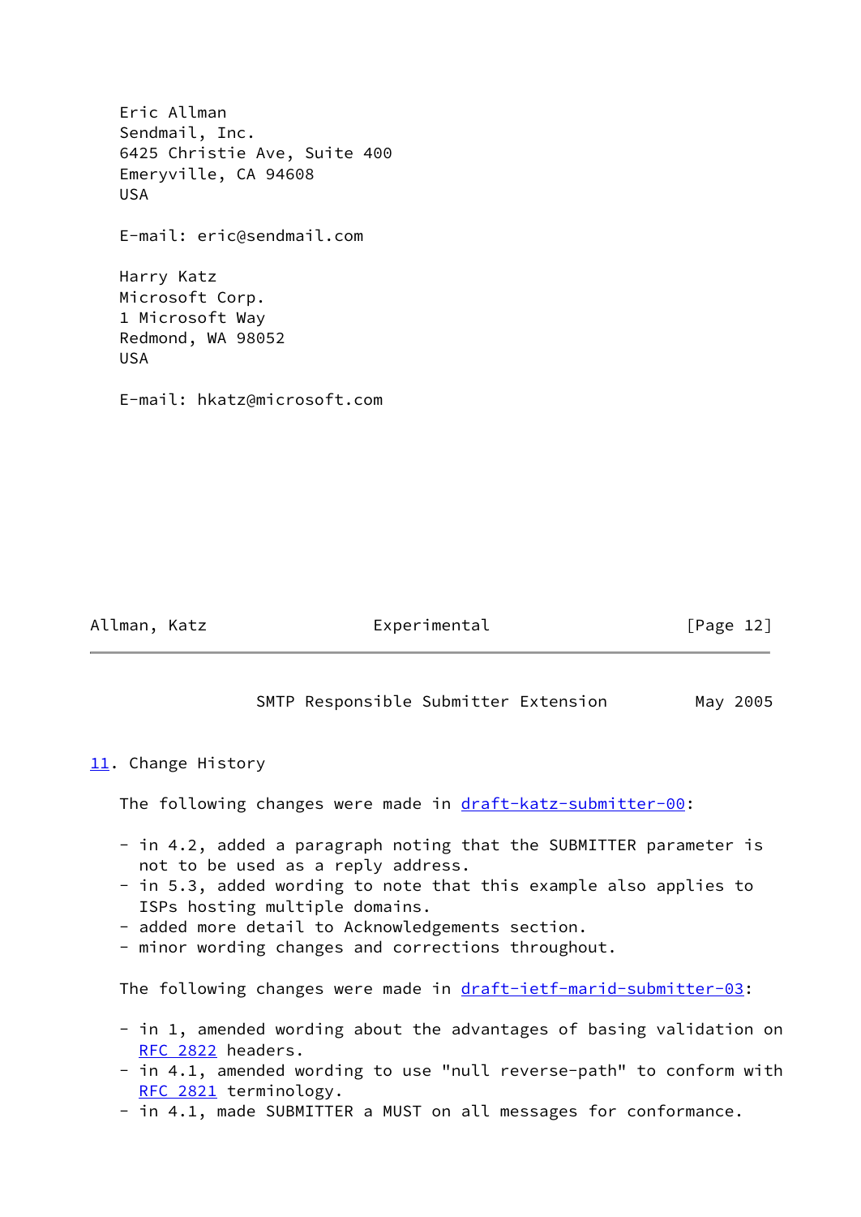Eric Allman
Sendmail, Inc.
6425 Christie Ave, Suite 400
Emeryville, CA 94608
USA

E-mail: eric@sendmail.com

Harry Katz
Microsoft Corp.
1 Microsoft Way
Redmond, WA 98052
USA

E-mail: hkatz@microsoft.com

## 11. Change History

The following changes were made in draft-katz-submitter-00:

- in 4.2, added a paragraph noting that the SUBMITTER parameter is not to be used as a reply address.
- in 5.3, added wording to note that this example also applies to ISPs hosting multiple domains.
- added more detail to Acknowledgements section.
- minor wording changes and corrections throughout.

The following changes were made in draft-ietf-marid-submitter-03:

- in 1, amended wording about the advantages of basing validation on RFC 2822 headers.
- in 4.1, amended wording to use "null reverse-path" to conform with RFC 2821 terminology.
- in 4.1, made SUBMITTER a MUST on all messages for conformance.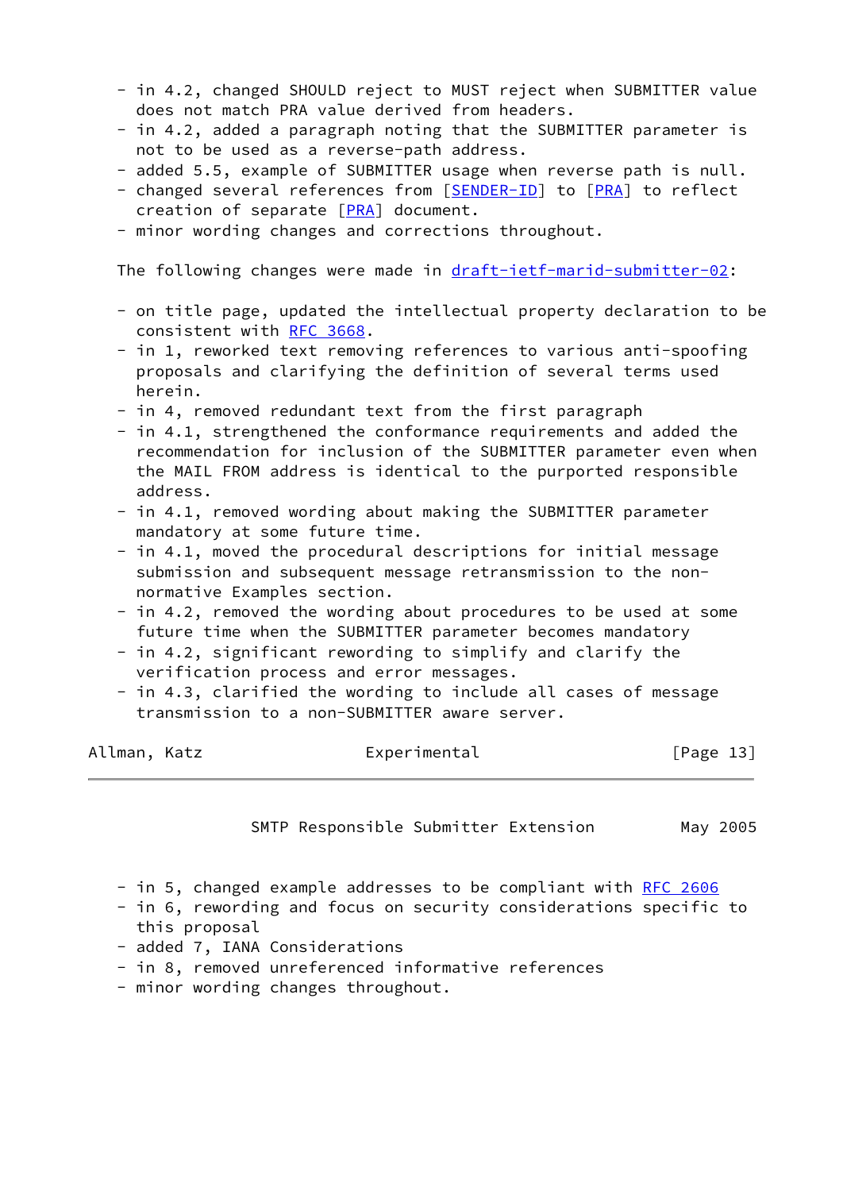- in 4.2, changed SHOULD reject to MUST reject when SUBMITTER value does not match PRA value derived from headers.
- in 4.2, added a paragraph noting that the SUBMITTER parameter is not to be used as a reverse-path address.
- added 5.5, example of SUBMITTER usage when reverse path is null.
- changed several references from [SENDER-ID] to [PRA] to reflect creation of separate [PRA] document.
- minor wording changes and corrections throughout.

The following changes were made in draft-ietf-marid-submitter-02:

- on title page, updated the intellectual property declaration to be consistent with RFC 3668.
- in 1, reworked text removing references to various anti-spoofing proposals and clarifying the definition of several terms used herein.
- in 4, removed redundant text from the first paragraph
- in 4.1, strengthened the conformance requirements and added the recommendation for inclusion of the SUBMITTER parameter even when the MAIL FROM address is identical to the purported responsible address.
- in 4.1, removed wording about making the SUBMITTER parameter mandatory at some future time.
- in 4.1, moved the procedural descriptions for initial message submission and subsequent message retransmission to the non-normative Examples section.
- in 4.2, removed the wording about procedures to be used at some future time when the SUBMITTER parameter becomes mandatory
- in 4.2, significant rewording to simplify and clarify the verification process and error messages.
- in 4.3, clarified the wording to include all cases of message transmission to a non-SUBMITTER aware server.
- in 5, changed example addresses to be compliant with RFC 2606
- in 6, rewording and focus on security considerations specific to this proposal
- added 7, IANA Considerations
- in 8, removed unreferenced informative references
- minor wording changes throughout.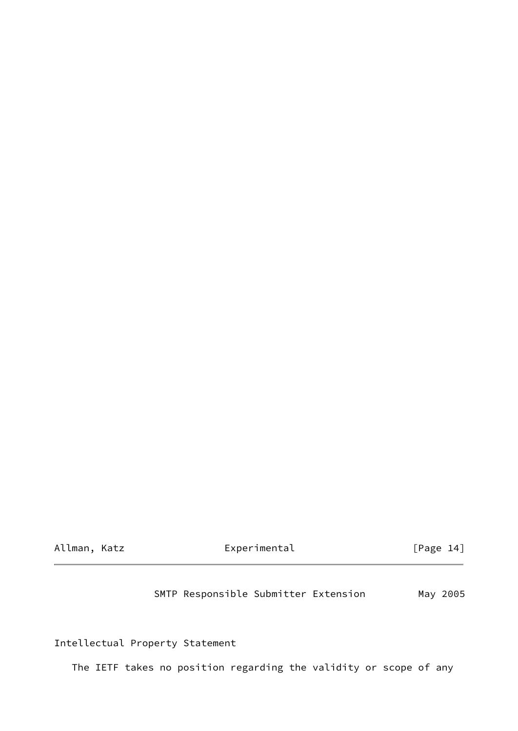## Intellectual Property Statement

The IETF takes no position regarding the validity or scope of any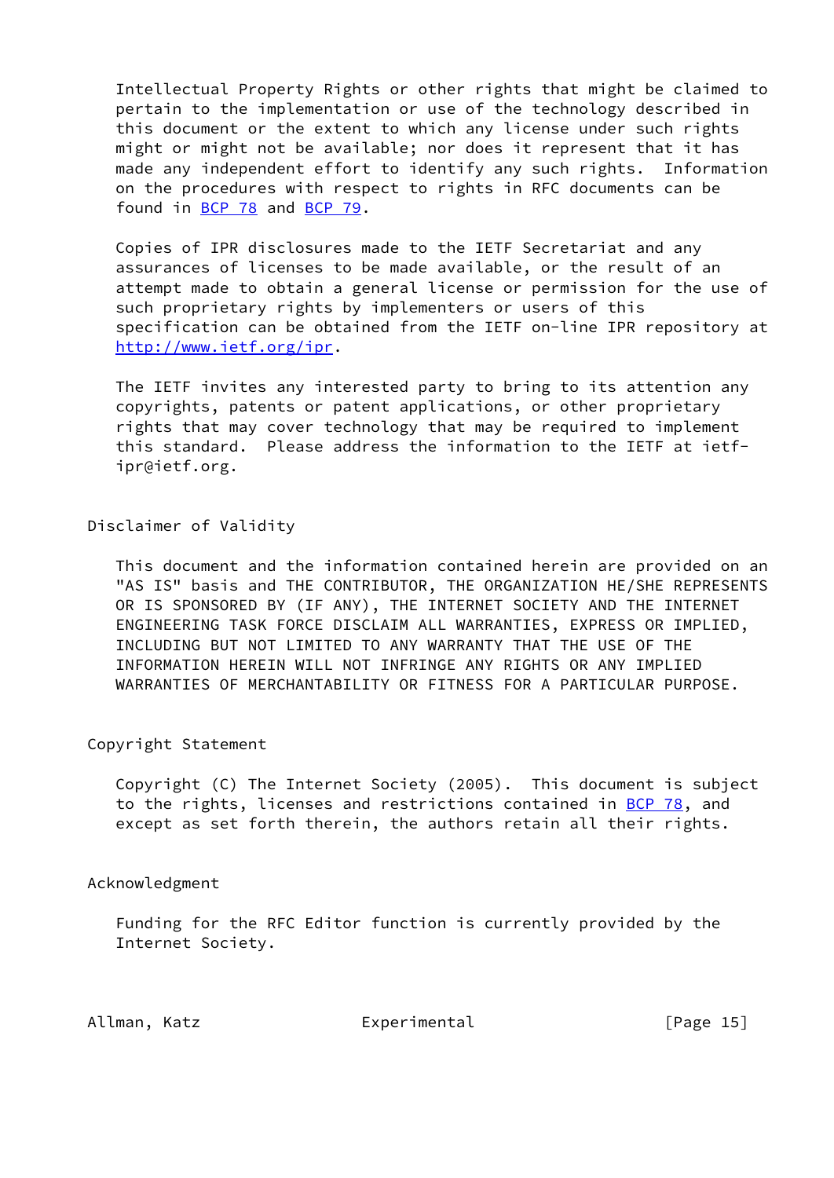Intellectual Property Rights or other rights that might be claimed to pertain to the implementation or use of the technology described in this document or the extent to which any license under such rights might or might not be available; nor does it represent that it has made any independent effort to identify any such rights. Information on the procedures with respect to rights in RFC documents can be found in BCP 78 and BCP 79.

Copies of IPR disclosures made to the IETF Secretariat and any assurances of licenses to be made available, or the result of an attempt made to obtain a general license or permission for the use of such proprietary rights by implementers or users of this specification can be obtained from the IETF on-line IPR repository at http://www.ietf.org/ipr.

The IETF invites any interested party to bring to its attention any copyrights, patents or patent applications, or other proprietary rights that may cover technology that may be required to implement this standard. Please address the information to the IETF at ietf-ipr@ietf.org.

## Disclaimer of Validity

This document and the information contained herein are provided on an "AS IS" basis and THE CONTRIBUTOR, THE ORGANIZATION HE/SHE REPRESENTS OR IS SPONSORED BY (IF ANY), THE INTERNET SOCIETY AND THE INTERNET ENGINEERING TASK FORCE DISCLAIM ALL WARRANTIES, EXPRESS OR IMPLIED, INCLUDING BUT NOT LIMITED TO ANY WARRANTY THAT THE USE OF THE INFORMATION HEREIN WILL NOT INFRINGE ANY RIGHTS OR ANY IMPLIED WARRANTIES OF MERCHANTABILITY OR FITNESS FOR A PARTICULAR PURPOSE.

## Copyright Statement

Copyright (C) The Internet Society (2005). This document is subject to the rights, licenses and restrictions contained in BCP 78, and except as set forth therein, the authors retain all their rights.

## Acknowledgment

Funding for the RFC Editor function is currently provided by the Internet Society.